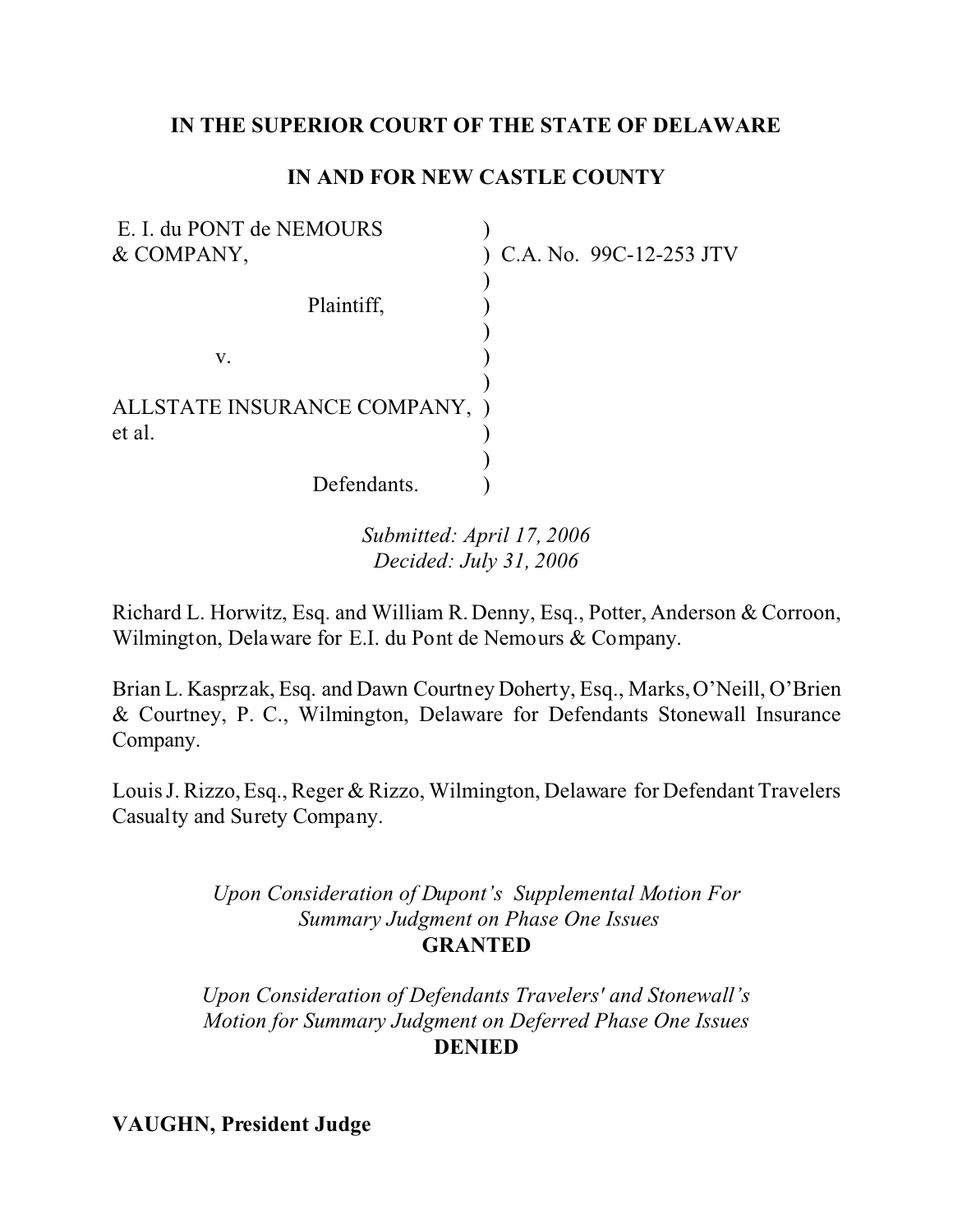**IN THE SUPERIOR COURT OF THE STATE OF DELAWARE**

**IN AND FOR NEW CASTLE COUNTY**

| | | |
|---|---|---|
| E. I. du PONT de NEMOURS & COMPANY, | ) | C.A. No. 99C-12-253 JTV |
| | ) | |
| Plaintiff, | ) | |
| | ) | |
| v. | ) | |
| | ) | |
| ALLSTATE INSURANCE COMPANY, et al. | ) | |
| | ) | |
| Defendants. | ) | |

*Submitted: April 17, 2006*
*Decided: July 31, 2006*

Richard L. Horwitz, Esq. and William R. Denny, Esq., Potter, Anderson & Corroon, Wilmington, Delaware for E.I. du Pont de Nemours & Company.

Brian L. Kasprzak, Esq. and Dawn Courtney Doherty, Esq., Marks, O'Neill, O'Brien & Courtney, P. C., Wilmington, Delaware for Defendants Stonewall Insurance Company.

Louis J. Rizzo, Esq., Reger & Rizzo, Wilmington, Delaware for Defendant Travelers Casualty and Surety Company.

*Upon Consideration of Dupont's Supplemental Motion For Summary Judgment on Phase One Issues*
**GRANTED**

*Upon Consideration of Defendants Travelers' and Stonewall's Motion for Summary Judgment on Deferred Phase One Issues*
**DENIED**

**VAUGHN, President Judge**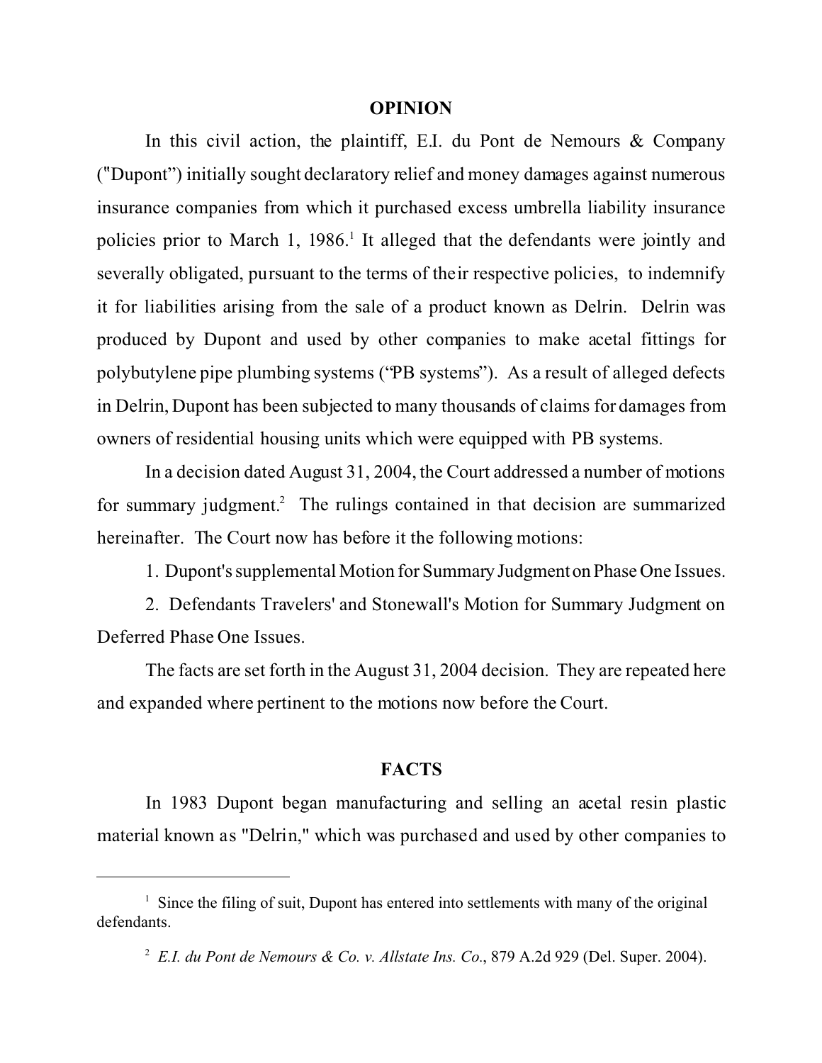# OPINION

In this civil action, the plaintiff, E.I. du Pont de Nemours & Company ("Dupont") initially sought declaratory relief and money damages against numerous insurance companies from which it purchased excess umbrella liability insurance policies prior to March 1, 1986.[1] It alleged that the defendants were jointly and severally obligated, pursuant to the terms of their respective policies, to indemnify it for liabilities arising from the sale of a product known as Delrin. Delrin was produced by Dupont and used by other companies to make acetal fittings for polybutylene pipe plumbing systems ("PB systems"). As a result of alleged defects in Delrin, Dupont has been subjected to many thousands of claims for damages from owners of residential housing units which were equipped with PB systems.

In a decision dated August 31, 2004, the Court addressed a number of motions for summary judgment.[2] The rulings contained in that decision are summarized hereinafter. The Court now has before it the following motions:

1. Dupont's supplemental Motion for Summary Judgment on Phase One Issues.

2. Defendants Travelers' and Stonewall's Motion for Summary Judgment on Deferred Phase One Issues.

The facts are set forth in the August 31, 2004 decision. They are repeated here and expanded where pertinent to the motions now before the Court.

# FACTS

In 1983 Dupont began manufacturing and selling an acetal resin plastic material known as "Delrin," which was purchased and used by other companies to

---

[1] Since the filing of suit, Dupont has entered into settlements with many of the original defendants.

[2] *E.I. du Pont de Nemours & Co. v. Allstate Ins. Co.*, 879 A.2d 929 (Del. Super. 2004).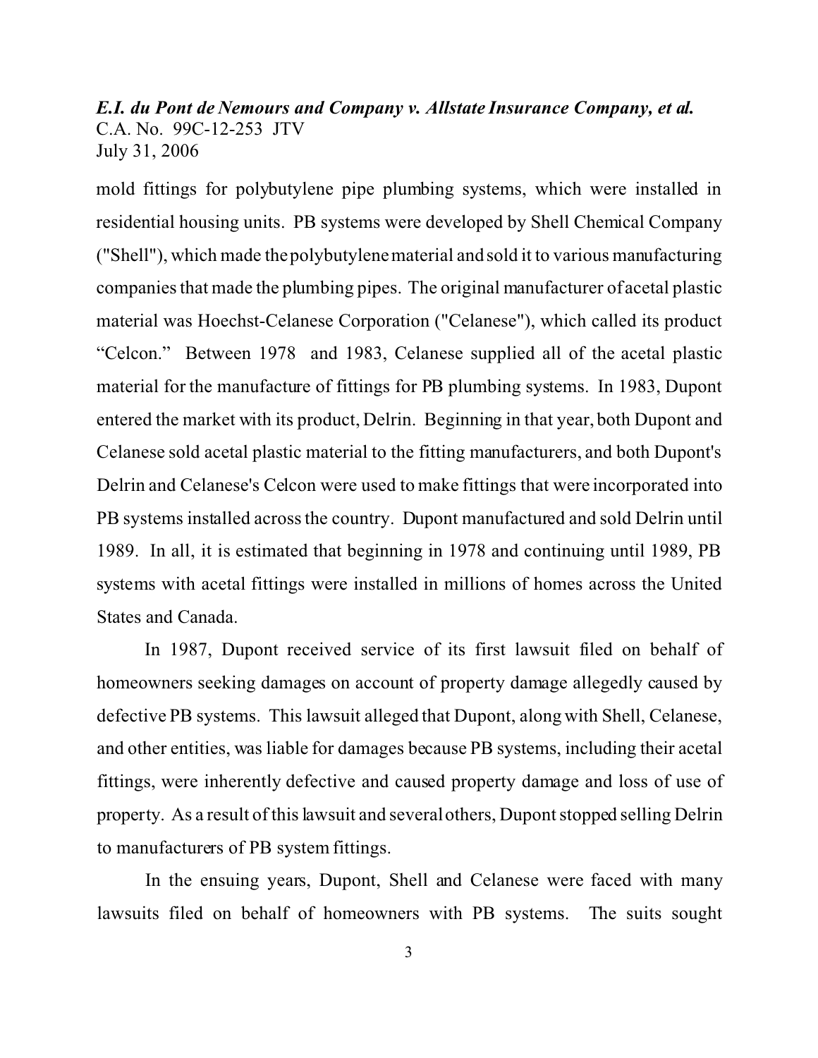mold fittings for polybutylene pipe plumbing systems, which were installed in residential housing units. PB systems were developed by Shell Chemical Company ("Shell"), which made the polybutylene material and sold it to various manufacturing companies that made the plumbing pipes. The original manufacturer of acetal plastic material was Hoechst-Celanese Corporation ("Celanese"), which called its product "Celcon." Between 1978 and 1983, Celanese supplied all of the acetal plastic material for the manufacture of fittings for PB plumbing systems. In 1983, Dupont entered the market with its product, Delrin. Beginning in that year, both Dupont and Celanese sold acetal plastic material to the fitting manufacturers, and both Dupont's Delrin and Celanese's Celcon were used to make fittings that were incorporated into PB systems installed across the country. Dupont manufactured and sold Delrin until 1989. In all, it is estimated that beginning in 1978 and continuing until 1989, PB systems with acetal fittings were installed in millions of homes across the United States and Canada.

In 1987, Dupont received service of its first lawsuit filed on behalf of homeowners seeking damages on account of property damage allegedly caused by defective PB systems. This lawsuit alleged that Dupont, along with Shell, Celanese, and other entities, was liable for damages because PB systems, including their acetal fittings, were inherently defective and caused property damage and loss of use of property. As a result of this lawsuit and several others, Dupont stopped selling Delrin to manufacturers of PB system fittings.

In the ensuing years, Dupont, Shell and Celanese were faced with many lawsuits filed on behalf of homeowners with PB systems. The suits sought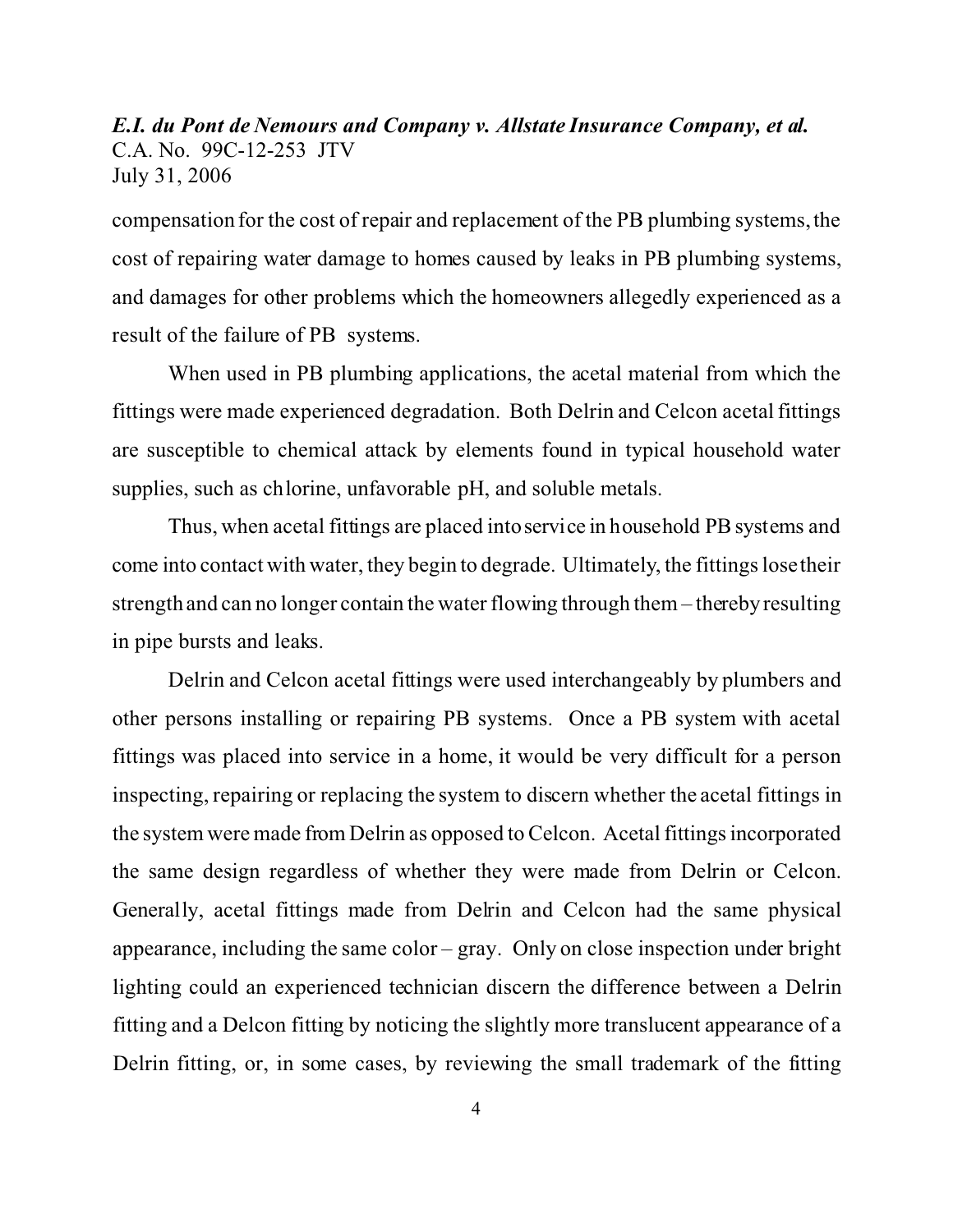compensation for the cost of repair and replacement of the PB plumbing systems, the cost of repairing water damage to homes caused by leaks in PB plumbing systems, and damages for other problems which the homeowners allegedly experienced as a result of the failure of PB systems.

When used in PB plumbing applications, the acetal material from which the fittings were made experienced degradation. Both Delrin and Celcon acetal fittings are susceptible to chemical attack by elements found in typical household water supplies, such as chlorine, unfavorable pH, and soluble metals.

Thus, when acetal fittings are placed into service in household PB systems and come into contact with water, they begin to degrade. Ultimately, the fittings lose their strength and can no longer contain the water flowing through them – thereby resulting in pipe bursts and leaks.

Delrin and Celcon acetal fittings were used interchangeably by plumbers and other persons installing or repairing PB systems. Once a PB system with acetal fittings was placed into service in a home, it would be very difficult for a person inspecting, repairing or replacing the system to discern whether the acetal fittings in the system were made from Delrin as opposed to Celcon. Acetal fittings incorporated the same design regardless of whether they were made from Delrin or Celcon. Generally, acetal fittings made from Delrin and Celcon had the same physical appearance, including the same color – gray. Only on close inspection under bright lighting could an experienced technician discern the difference between a Delrin fitting and a Delcon fitting by noticing the slightly more translucent appearance of a Delrin fitting, or, in some cases, by reviewing the small trademark of the fitting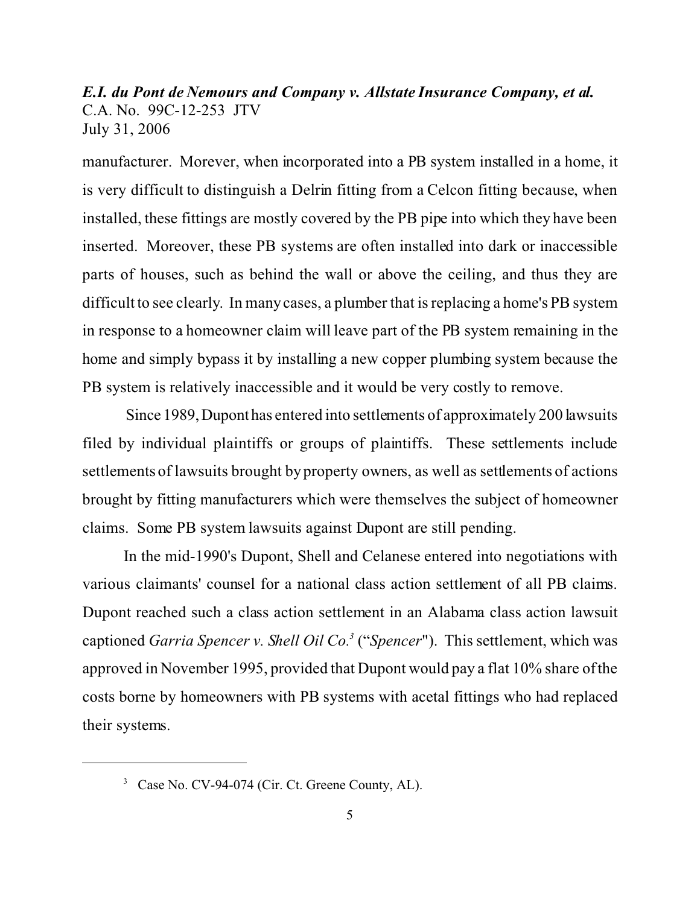manufacturer. Morever, when incorporated into a PB system installed in a home, it is very difficult to distinguish a Delrin fitting from a Celcon fitting because, when installed, these fittings are mostly covered by the PB pipe into which they have been inserted. Moreover, these PB systems are often installed into dark or inaccessible parts of houses, such as behind the wall or above the ceiling, and thus they are difficult to see clearly. In many cases, a plumber that is replacing a home's PB system in response to a homeowner claim will leave part of the PB system remaining in the home and simply bypass it by installing a new copper plumbing system because the PB system is relatively inaccessible and it would be very costly to remove.

Since 1989, Dupont has entered into settlements of approximately 200 lawsuits filed by individual plaintiffs or groups of plaintiffs. These settlements include settlements of lawsuits brought by property owners, as well as settlements of actions brought by fitting manufacturers which were themselves the subject of homeowner claims. Some PB system lawsuits against Dupont are still pending.

In the mid-1990's Dupont, Shell and Celanese entered into negotiations with various claimants' counsel for a national class action settlement of all PB claims. Dupont reached such a class action settlement in an Alabama class action lawsuit captioned *Garria Spencer v. Shell Oil Co.*[3] ("*Spencer*"). This settlement, which was approved in November 1995, provided that Dupont would pay a flat 10% share of the costs borne by homeowners with PB systems with acetal fittings who had replaced their systems.

---

[3] Case No. CV-94-074 (Cir. Ct. Greene County, AL).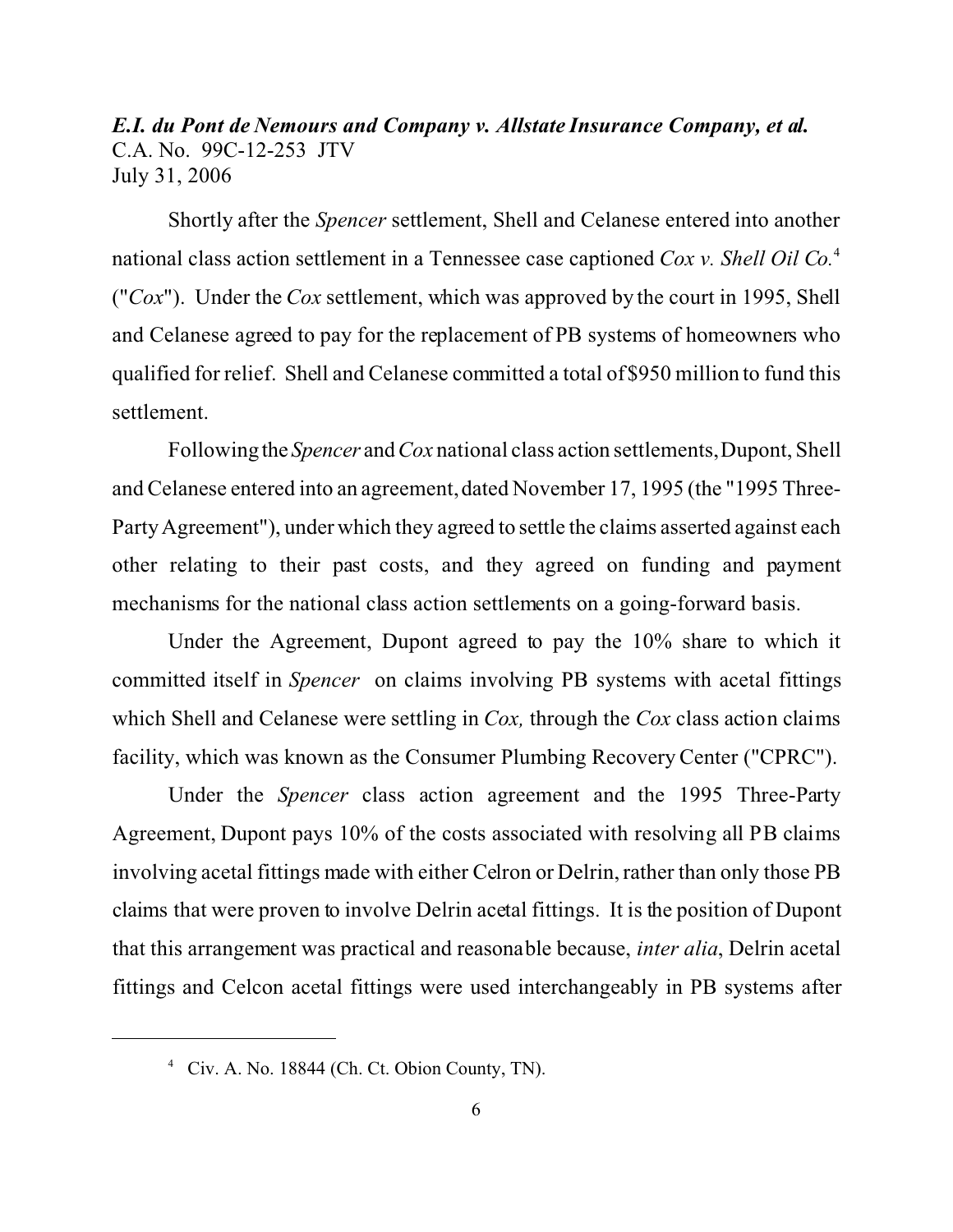Shortly after the *Spencer* settlement, Shell and Celanese entered into another national class action settlement in a Tennessee case captioned *Cox v. Shell Oil Co.*[4] ("*Cox*"). Under the *Cox* settlement, which was approved by the court in 1995, Shell and Celanese agreed to pay for the replacement of PB systems of homeowners who qualified for relief. Shell and Celanese committed a total of $950 million to fund this settlement.

Following the *Spencer* and *Cox* national class action settlements, Dupont, Shell and Celanese entered into an agreement, dated November 17, 1995 (the "1995 Three-Party Agreement"), under which they agreed to settle the claims asserted against each other relating to their past costs, and they agreed on funding and payment mechanisms for the national class action settlements on a going-forward basis.

Under the Agreement, Dupont agreed to pay the 10% share to which it committed itself in *Spencer* on claims involving PB systems with acetal fittings which Shell and Celanese were settling in *Cox,* through the *Cox* class action claims facility, which was known as the Consumer Plumbing Recovery Center ("CPRC").

Under the *Spencer* class action agreement and the 1995 Three-Party Agreement, Dupont pays 10% of the costs associated with resolving all PB claims involving acetal fittings made with either Celron or Delrin, rather than only those PB claims that were proven to involve Delrin acetal fittings. It is the position of Dupont that this arrangement was practical and reasonable because, *inter alia*, Delrin acetal fittings and Celcon acetal fittings were used interchangeably in PB systems after

---

[4] Civ. A. No. 18844 (Ch. Ct. Obion County, TN).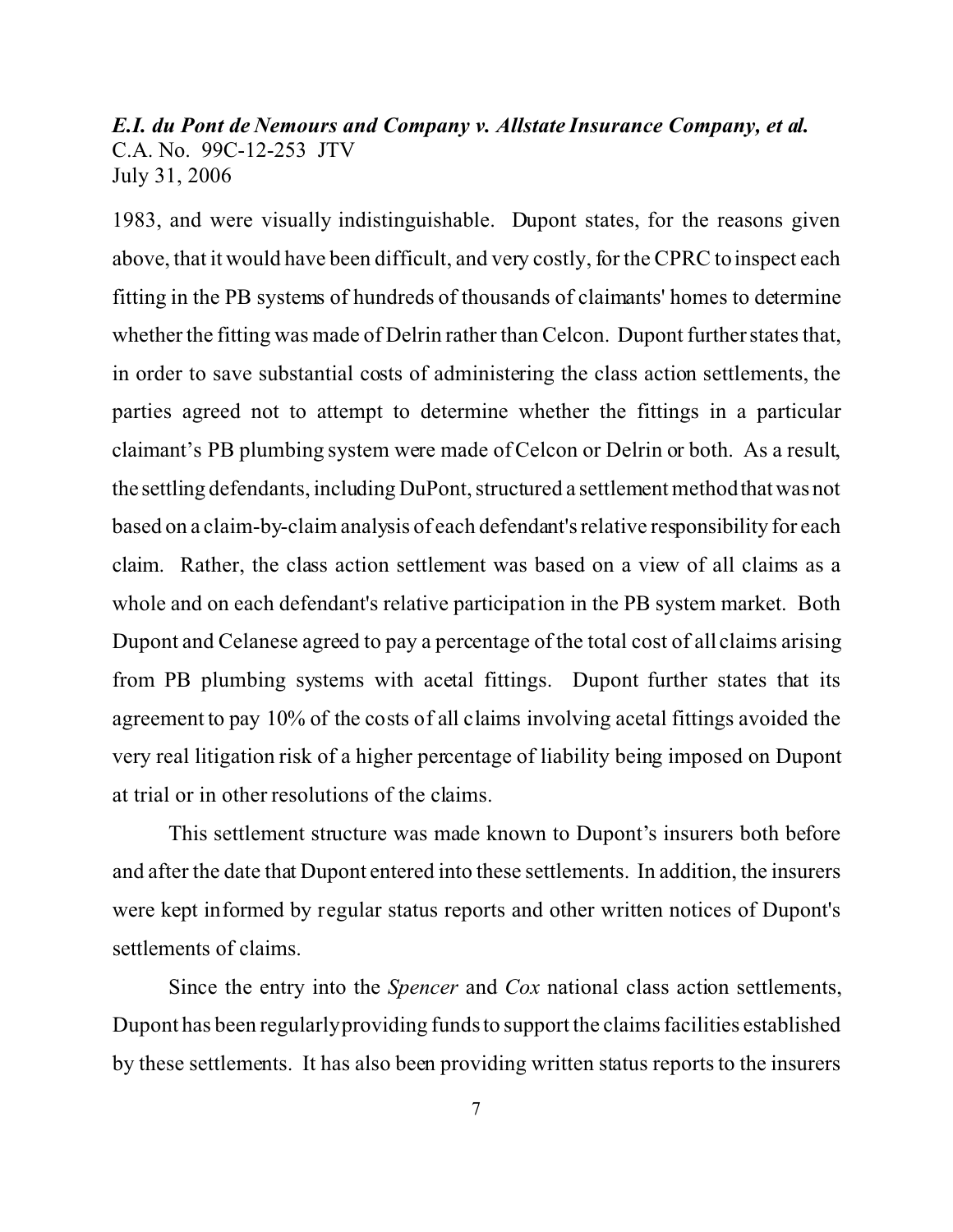1983, and were visually indistinguishable. Dupont states, for the reasons given above, that it would have been difficult, and very costly, for the CPRC to inspect each fitting in the PB systems of hundreds of thousands of claimants' homes to determine whether the fitting was made of Delrin rather than Celcon. Dupont further states that, in order to save substantial costs of administering the class action settlements, the parties agreed not to attempt to determine whether the fittings in a particular claimant's PB plumbing system were made of Celcon or Delrin or both. As a result, the settling defendants, including DuPont, structured a settlement method that was not based on a claim-by-claim analysis of each defendant's relative responsibility for each claim. Rather, the class action settlement was based on a view of all claims as a whole and on each defendant's relative participation in the PB system market. Both Dupont and Celanese agreed to pay a percentage of the total cost of all claims arising from PB plumbing systems with acetal fittings. Dupont further states that its agreement to pay 10% of the costs of all claims involving acetal fittings avoided the very real litigation risk of a higher percentage of liability being imposed on Dupont at trial or in other resolutions of the claims.

This settlement structure was made known to Dupont's insurers both before and after the date that Dupont entered into these settlements. In addition, the insurers were kept informed by regular status reports and other written notices of Dupont's settlements of claims.

Since the entry into the *Spencer* and *Cox* national class action settlements, Dupont has been regularly providing funds to support the claims facilities established by these settlements. It has also been providing written status reports to the insurers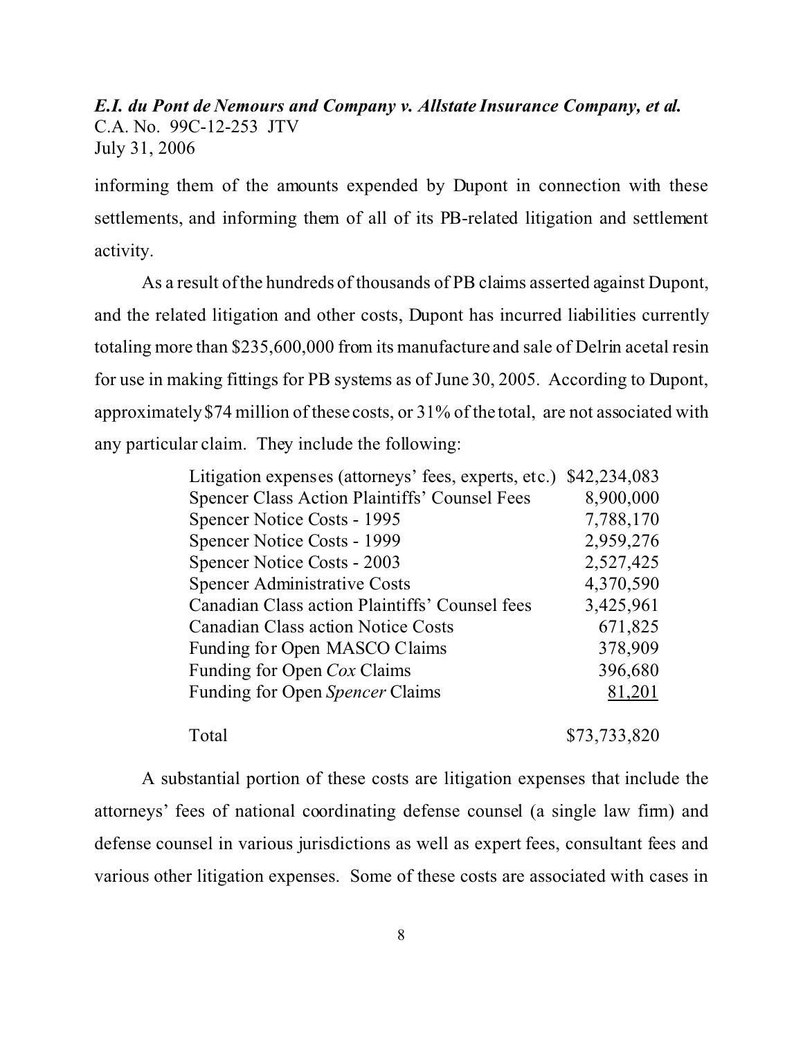informing them of the amounts expended by Dupont in connection with these settlements, and informing them of all of its PB-related litigation and settlement activity.

As a result of the hundreds of thousands of PB claims asserted against Dupont, and the related litigation and other costs, Dupont has incurred liabilities currently totaling more than $235,600,000 from its manufacture and sale of Delrin acetal resin for use in making fittings for PB systems as of June 30, 2005. According to Dupont, approximately $74 million of these costs, or 31% of the total, are not associated with any particular claim. They include the following:

| | |
|---|---:|
| Litigation expenses (attorneys' fees, experts, etc.) | $42,234,083 |
| Spencer Class Action Plaintiffs' Counsel Fees | 8,900,000 |
| Spencer Notice Costs - 1995 | 7,788,170 |
| Spencer Notice Costs - 1999 | 2,959,276 |
| Spencer Notice Costs - 2003 | 2,527,425 |
| Spencer Administrative Costs | 4,370,590 |
| Canadian Class action Plaintiffs' Counsel fees | 3,425,961 |
| Canadian Class action Notice Costs | 671,825 |
| Funding for Open MASCO Claims | 378,909 |
| Funding for Open *Cox* Claims | 396,680 |
| Funding for Open *Spencer* Claims | 81,201 |
| Total | $73,733,820 |

A substantial portion of these costs are litigation expenses that include the attorneys' fees of national coordinating defense counsel (a single law firm) and defense counsel in various jurisdictions as well as expert fees, consultant fees and various other litigation expenses. Some of these costs are associated with cases in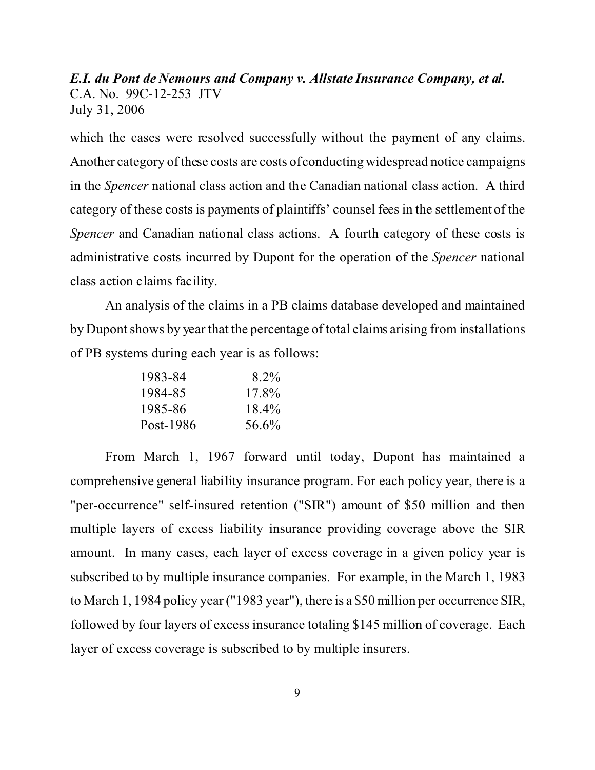which the cases were resolved successfully without the payment of any claims. Another category of these costs are costs of conducting widespread notice campaigns in the *Spencer* national class action and the Canadian national class action. A third category of these costs is payments of plaintiffs' counsel fees in the settlement of the *Spencer* and Canadian national class actions. A fourth category of these costs is administrative costs incurred by Dupont for the operation of the *Spencer* national class action claims facility.

An analysis of the claims in a PB claims database developed and maintained by Dupont shows by year that the percentage of total claims arising from installations of PB systems during each year is as follows:

| | |
|---|---|
| 1983-84 | 8.2% |
| 1984-85 | 17.8% |
| 1985-86 | 18.4% |
| Post-1986 | 56.6% |

From March 1, 1967 forward until today, Dupont has maintained a comprehensive general liability insurance program. For each policy year, there is a "per-occurrence" self-insured retention ("SIR") amount of $50 million and then multiple layers of excess liability insurance providing coverage above the SIR amount. In many cases, each layer of excess coverage in a given policy year is subscribed to by multiple insurance companies. For example, in the March 1, 1983 to March 1, 1984 policy year ("1983 year"), there is a $50 million per occurrence SIR, followed by four layers of excess insurance totaling $145 million of coverage. Each layer of excess coverage is subscribed to by multiple insurers.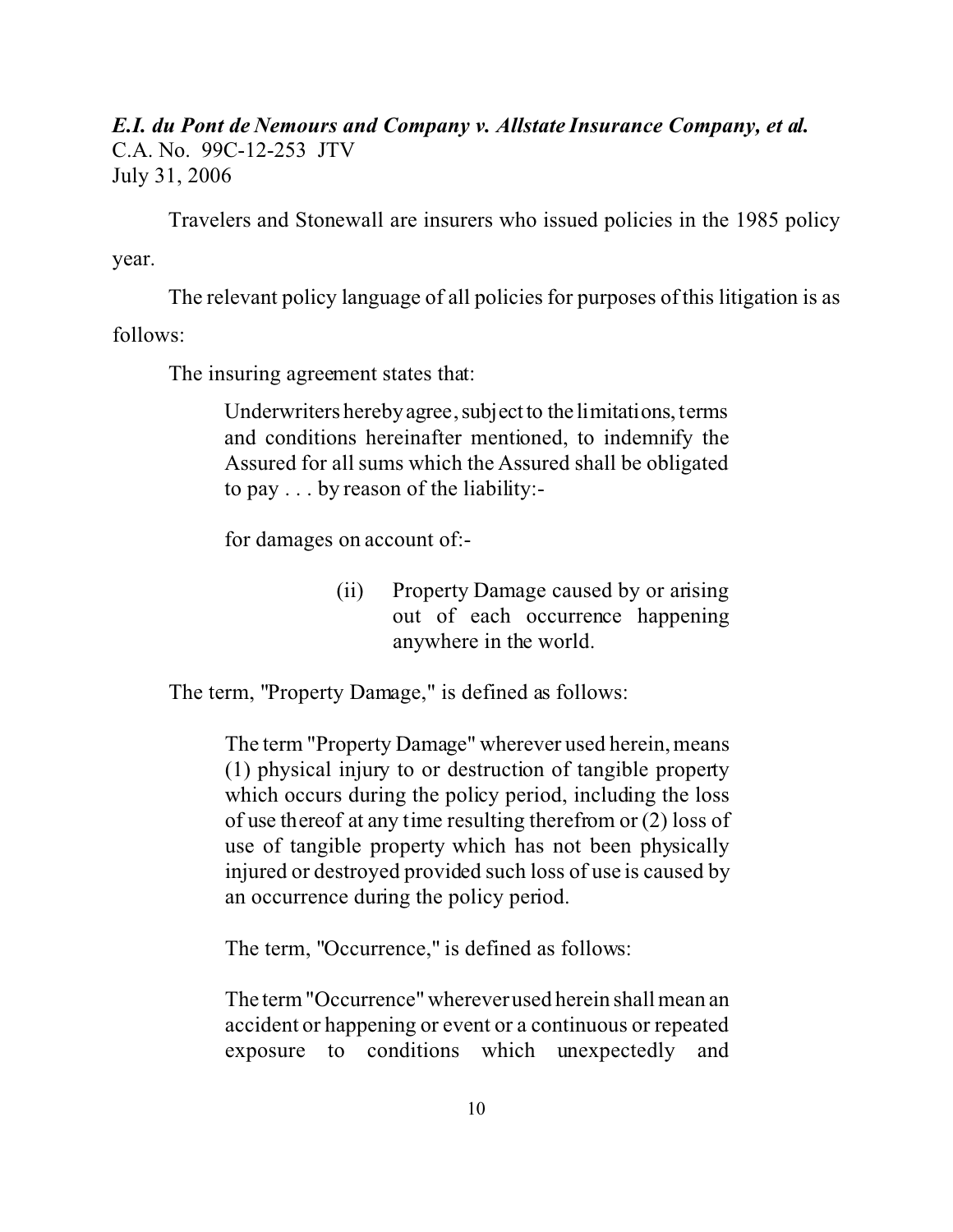Travelers and Stonewall are insurers who issued policies in the 1985 policy year.

The relevant policy language of all policies for purposes of this litigation is as follows:

The insuring agreement states that:

> Underwriters hereby agree, subject to the limitations, terms and conditions hereinafter mentioned, to indemnify the Assured for all sums which the Assured shall be obligated to pay . . . by reason of the liability:-
>
> for damages on account of:-
>
> > (ii) Property Damage caused by or arising out of each occurrence happening anywhere in the world.

The term, "Property Damage," is defined as follows:

> The term "Property Damage" wherever used herein, means (1) physical injury to or destruction of tangible property which occurs during the policy period, including the loss of use thereof at any time resulting therefrom or (2) loss of use of tangible property which has not been physically injured or destroyed provided such loss of use is caused by an occurrence during the policy period.
>
> The term, "Occurrence," is defined as follows:
>
> The term "Occurrence" wherever used herein shall mean an accident or happening or event or a continuous or repeated exposure to conditions which unexpectedly and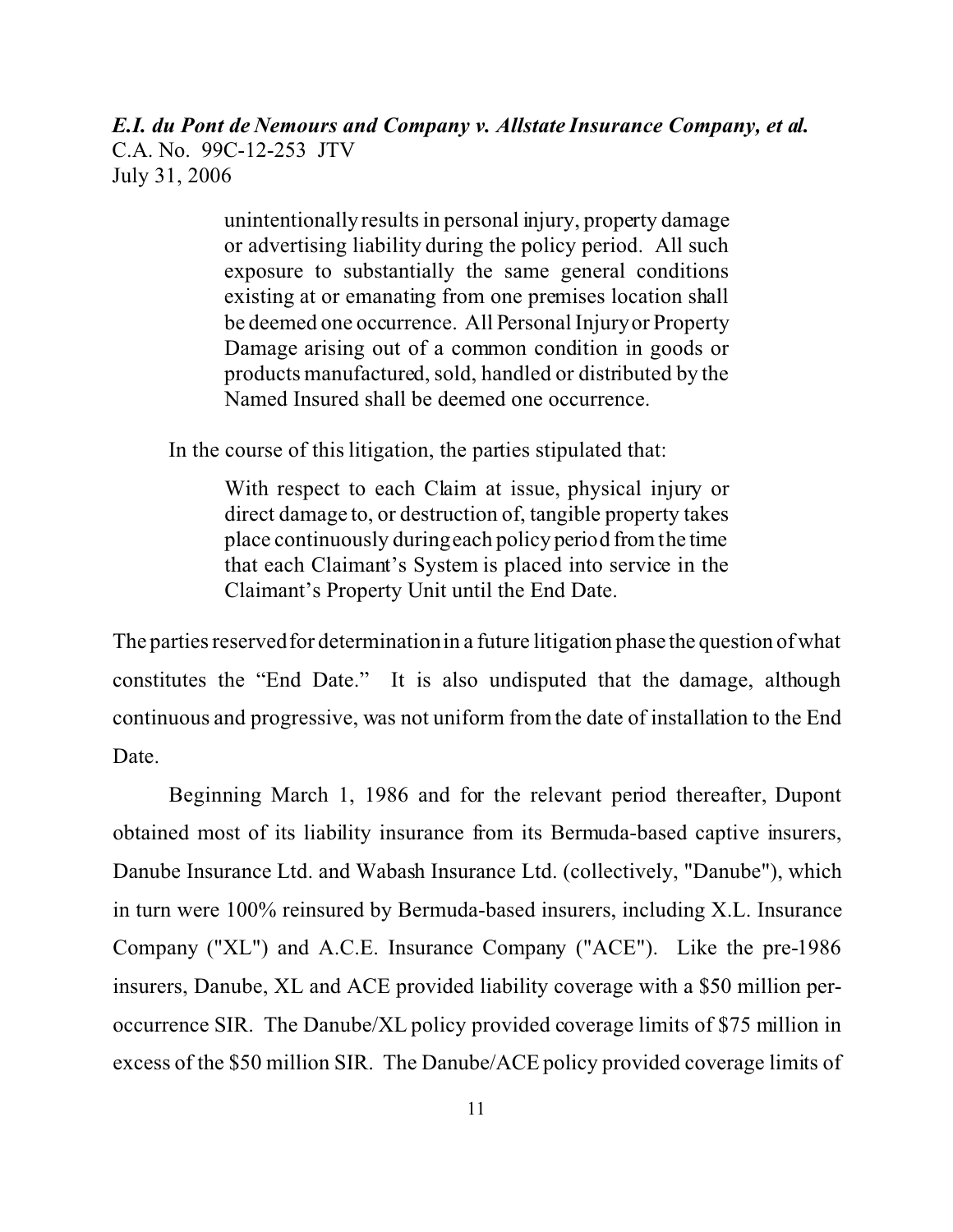> unintentionally results in personal injury, property damage or advertising liability during the policy period. All such exposure to substantially the same general conditions existing at or emanating from one premises location shall be deemed one occurrence. All Personal Injury or Property Damage arising out of a common condition in goods or products manufactured, sold, handled or distributed by the Named Insured shall be deemed one occurrence.

In the course of this litigation, the parties stipulated that:

> With respect to each Claim at issue, physical injury or direct damage to, or destruction of, tangible property takes place continuously during each policy period from the time that each Claimant's System is placed into service in the Claimant's Property Unit until the End Date.

The parties reserved for determination in a future litigation phase the question of what constitutes the "End Date." It is also undisputed that the damage, although continuous and progressive, was not uniform from the date of installation to the End Date.

Beginning March 1, 1986 and for the relevant period thereafter, Dupont obtained most of its liability insurance from its Bermuda-based captive insurers, Danube Insurance Ltd. and Wabash Insurance Ltd. (collectively, "Danube"), which in turn were 100% reinsured by Bermuda-based insurers, including X.L. Insurance Company ("XL") and A.C.E. Insurance Company ("ACE"). Like the pre-1986 insurers, Danube, XL and ACE provided liability coverage with a $50 million per-occurrence SIR. The Danube/XL policy provided coverage limits of $75 million in excess of the $50 million SIR. The Danube/ACE policy provided coverage limits of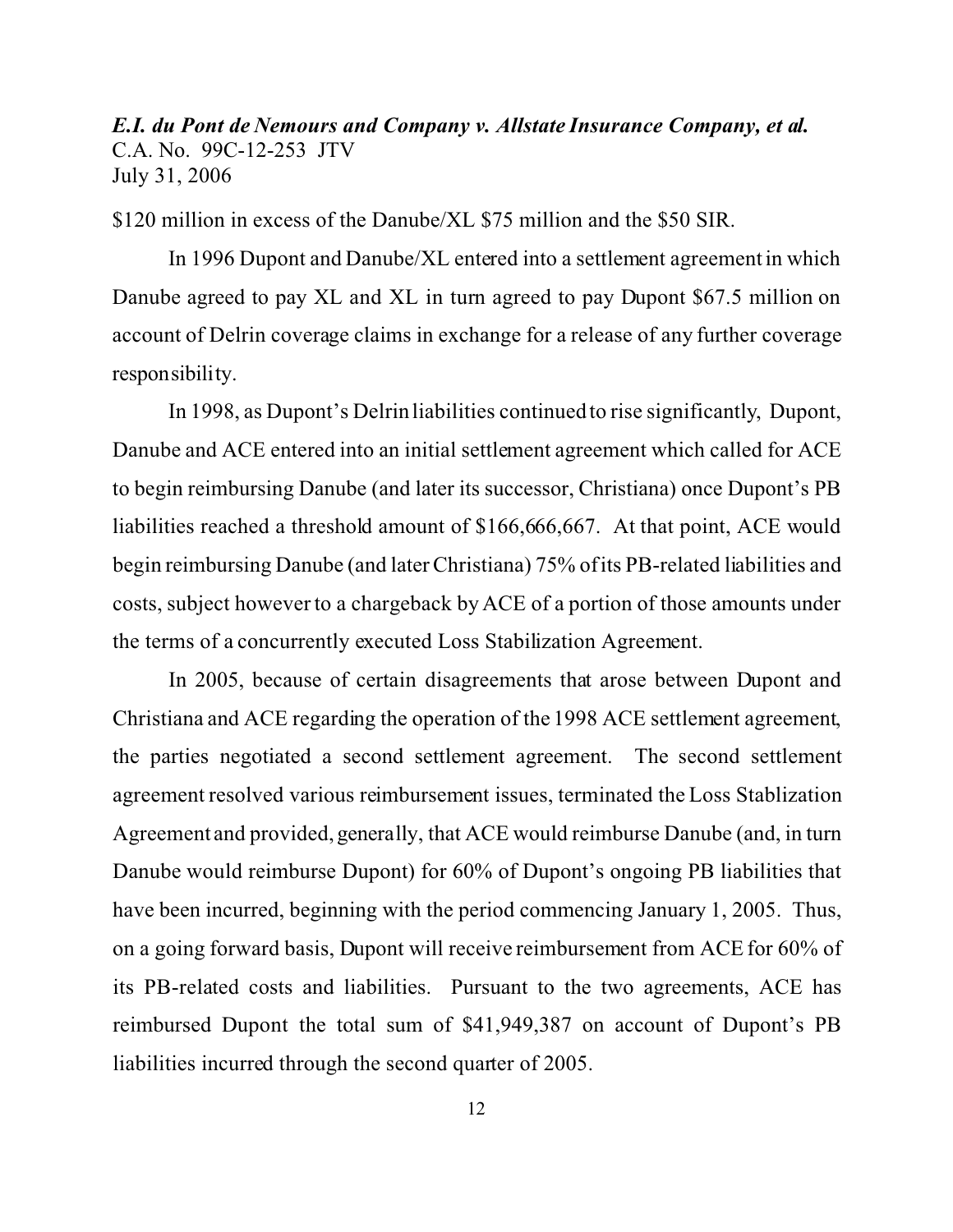$120 million in excess of the Danube/XL $75 million and the $50 SIR.

In 1996 Dupont and Danube/XL entered into a settlement agreement in which Danube agreed to pay XL and XL in turn agreed to pay Dupont $67.5 million on account of Delrin coverage claims in exchange for a release of any further coverage responsibility.

In 1998, as Dupont's Delrin liabilities continued to rise significantly, Dupont, Danube and ACE entered into an initial settlement agreement which called for ACE to begin reimbursing Danube (and later its successor, Christiana) once Dupont's PB liabilities reached a threshold amount of $166,666,667. At that point, ACE would begin reimbursing Danube (and later Christiana) 75% of its PB-related liabilities and costs, subject however to a chargeback by ACE of a portion of those amounts under the terms of a concurrently executed Loss Stabilization Agreement.

In 2005, because of certain disagreements that arose between Dupont and Christiana and ACE regarding the operation of the 1998 ACE settlement agreement, the parties negotiated a second settlement agreement. The second settlement agreement resolved various reimbursement issues, terminated the Loss Stablization Agreement and provided, generally, that ACE would reimburse Danube (and, in turn Danube would reimburse Dupont) for 60% of Dupont's ongoing PB liabilities that have been incurred, beginning with the period commencing January 1, 2005. Thus, on a going forward basis, Dupont will receive reimbursement from ACE for 60% of its PB-related costs and liabilities. Pursuant to the two agreements, ACE has reimbursed Dupont the total sum of $41,949,387 on account of Dupont's PB liabilities incurred through the second quarter of 2005.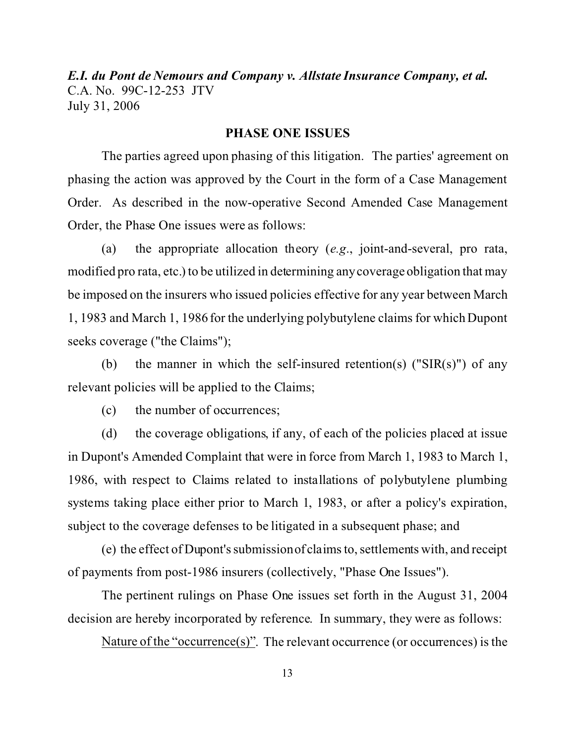*E.I. du Pont de Nemours and Company v. Allstate Insurance Company, et al.*
C.A. No. 99C-12-253 JTV
July 31, 2006

**PHASE ONE ISSUES**

The parties agreed upon phasing of this litigation. The parties' agreement on phasing the action was approved by the Court in the form of a Case Management Order. As described in the now-operative Second Amended Case Management Order, the Phase One issues were as follows:

(a) the appropriate allocation theory (*e.g*., joint-and-several, pro rata, modified pro rata, etc.) to be utilized in determining any coverage obligation that may be imposed on the insurers who issued policies effective for any year between March 1, 1983 and March 1, 1986 for the underlying polybutylene claims for which Dupont seeks coverage ("the Claims");

(b) the manner in which the self-insured retention(s) ("SIR(s)") of any relevant policies will be applied to the Claims;

(c) the number of occurrences;

(d) the coverage obligations, if any, of each of the policies placed at issue in Dupont's Amended Complaint that were in force from March 1, 1983 to March 1, 1986, with respect to Claims related to installations of polybutylene plumbing systems taking place either prior to March 1, 1983, or after a policy's expiration, subject to the coverage defenses to be litigated in a subsequent phase; and

(e) the effect of Dupont's submission of claims to, settlements with, and receipt of payments from post-1986 insurers (collectively, "Phase One Issues").

The pertinent rulings on Phase One issues set forth in the August 31, 2004 decision are hereby incorporated by reference. In summary, they were as follows:

Nature of the "occurrence(s)". The relevant occurrence (or occurrences) is the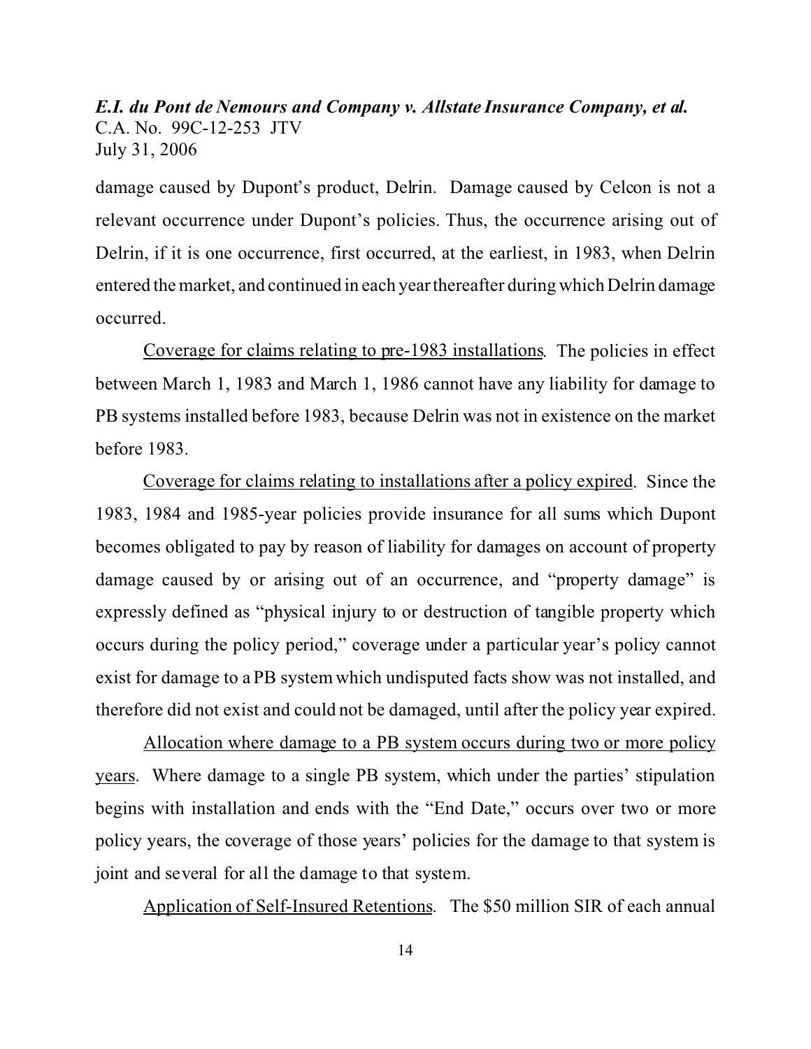damage caused by Dupont's product, Delrin. Damage caused by Celcon is not a relevant occurrence under Dupont's policies. Thus, the occurrence arising out of Delrin, if it is one occurrence, first occurred, at the earliest, in 1983, when Delrin entered the market, and continued in each year thereafter during which Delrin damage occurred.

Coverage for claims relating to pre-1983 installations. The policies in effect between March 1, 1983 and March 1, 1986 cannot have any liability for damage to PB systems installed before 1983, because Delrin was not in existence on the market before 1983.

Coverage for claims relating to installations after a policy expired. Since the 1983, 1984 and 1985-year policies provide insurance for all sums which Dupont becomes obligated to pay by reason of liability for damages on account of property damage caused by or arising out of an occurrence, and "property damage" is expressly defined as "physical injury to or destruction of tangible property which occurs during the policy period," coverage under a particular year's policy cannot exist for damage to a PB system which undisputed facts show was not installed, and therefore did not exist and could not be damaged, until after the policy year expired.

Allocation where damage to a PB system occurs during two or more policy years. Where damage to a single PB system, which under the parties' stipulation begins with installation and ends with the "End Date," occurs over two or more policy years, the coverage of those years' policies for the damage to that system is joint and several for all the damage to that system.

Application of Self-Insured Retentions. The $50 million SIR of each annual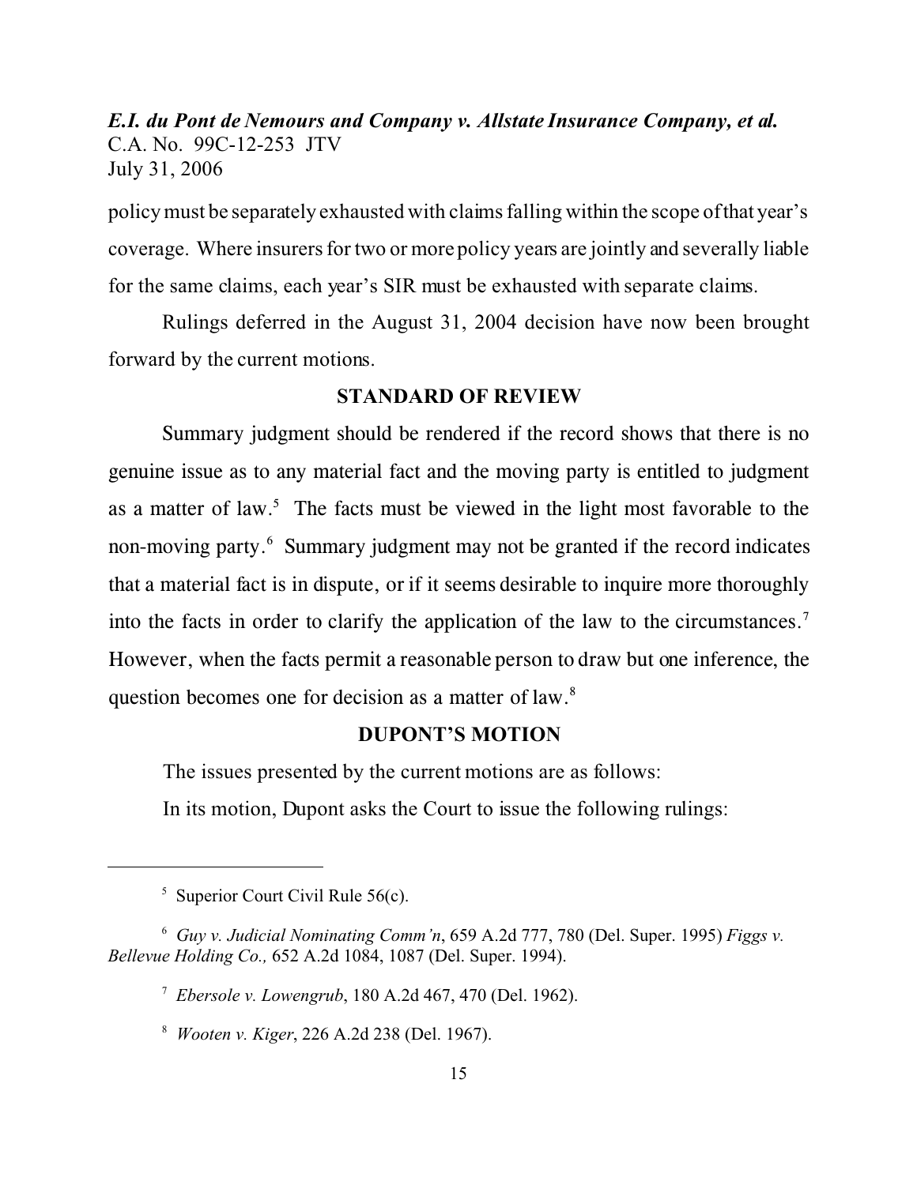policy must be separately exhausted with claims falling within the scope of that year's coverage. Where insurers for two or more policy years are jointly and severally liable for the same claims, each year's SIR must be exhausted with separate claims.

Rulings deferred in the August 31, 2004 decision have now been brought forward by the current motions.

## STANDARD OF REVIEW

Summary judgment should be rendered if the record shows that there is no genuine issue as to any material fact and the moving party is entitled to judgment as a matter of law.[5] The facts must be viewed in the light most favorable to the non-moving party.[6] Summary judgment may not be granted if the record indicates that a material fact is in dispute, or if it seems desirable to inquire more thoroughly into the facts in order to clarify the application of the law to the circumstances.[7] However, when the facts permit a reasonable person to draw but one inference, the question becomes one for decision as a matter of law.[8]

## DUPONT'S MOTION

The issues presented by the current motions are as follows:

In its motion, Dupont asks the Court to issue the following rulings:

---

[5] Superior Court Civil Rule 56(c).

[6] *Guy v. Judicial Nominating Comm'n*, 659 A.2d 777, 780 (Del. Super. 1995) *Figgs v. Bellevue Holding Co.,* 652 A.2d 1084, 1087 (Del. Super. 1994).

[7] *Ebersole v. Lowengrub*, 180 A.2d 467, 470 (Del. 1962).

[8] *Wooten v. Kiger*, 226 A.2d 238 (Del. 1967).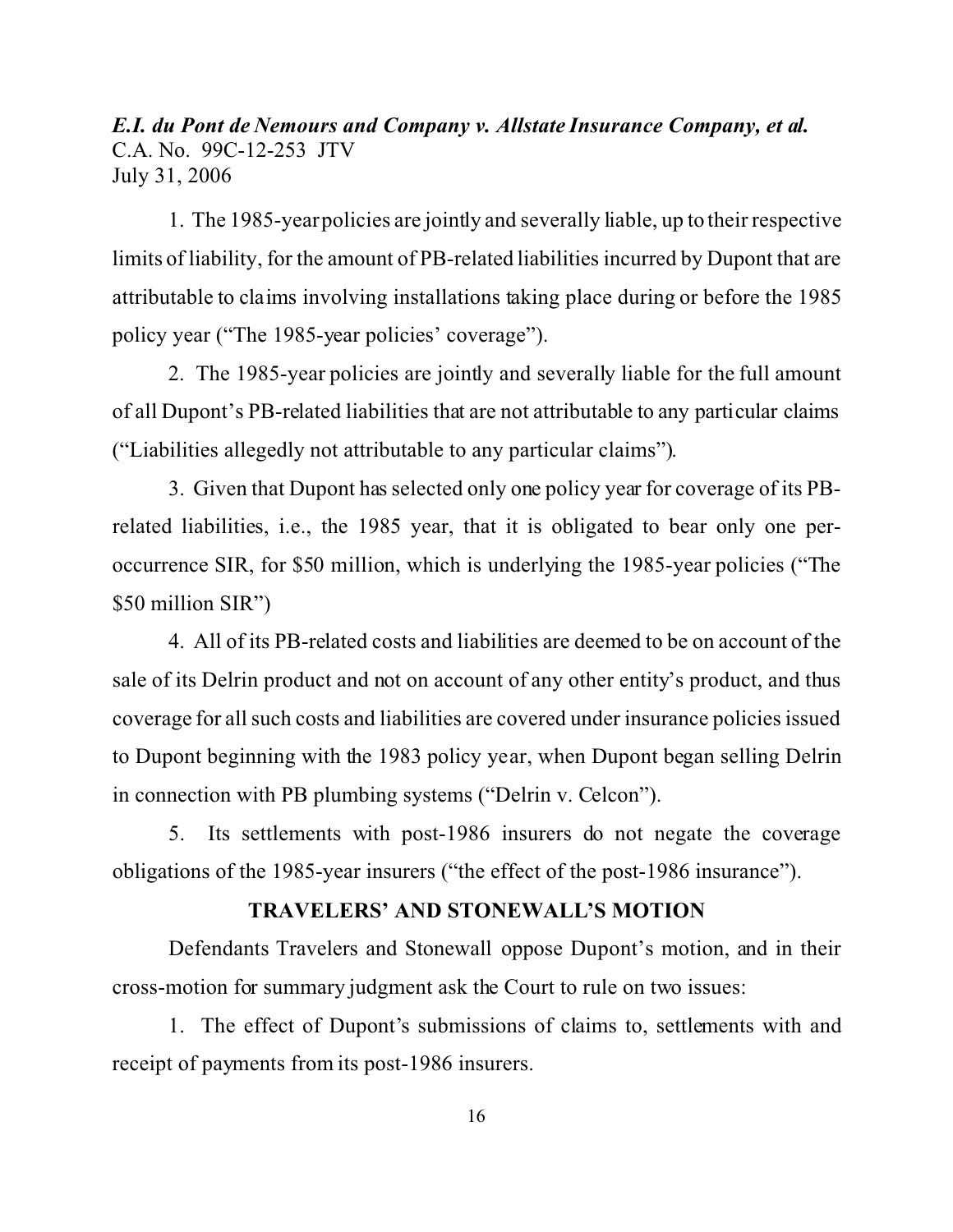1. The 1985-year policies are jointly and severally liable, up to their respective limits of liability, for the amount of PB-related liabilities incurred by Dupont that are attributable to claims involving installations taking place during or before the 1985 policy year ("The 1985-year policies' coverage").

2. The 1985-year policies are jointly and severally liable for the full amount of all Dupont's PB-related liabilities that are not attributable to any particular claims ("Liabilities allegedly not attributable to any particular claims").

3. Given that Dupont has selected only one policy year for coverage of its PB-related liabilities, i.e., the 1985 year, that it is obligated to bear only one per-occurrence SIR, for $50 million, which is underlying the 1985-year policies ("The $50 million SIR")

4. All of its PB-related costs and liabilities are deemed to be on account of the sale of its Delrin product and not on account of any other entity's product, and thus coverage for all such costs and liabilities are covered under insurance policies issued to Dupont beginning with the 1983 policy year, when Dupont began selling Delrin in connection with PB plumbing systems ("Delrin v. Celcon").

5. Its settlements with post-1986 insurers do not negate the coverage obligations of the 1985-year insurers ("the effect of the post-1986 insurance").

**TRAVELERS' AND STONEWALL'S MOTION**

Defendants Travelers and Stonewall oppose Dupont's motion, and in their cross-motion for summary judgment ask the Court to rule on two issues:

1. The effect of Dupont's submissions of claims to, settlements with and receipt of payments from its post-1986 insurers.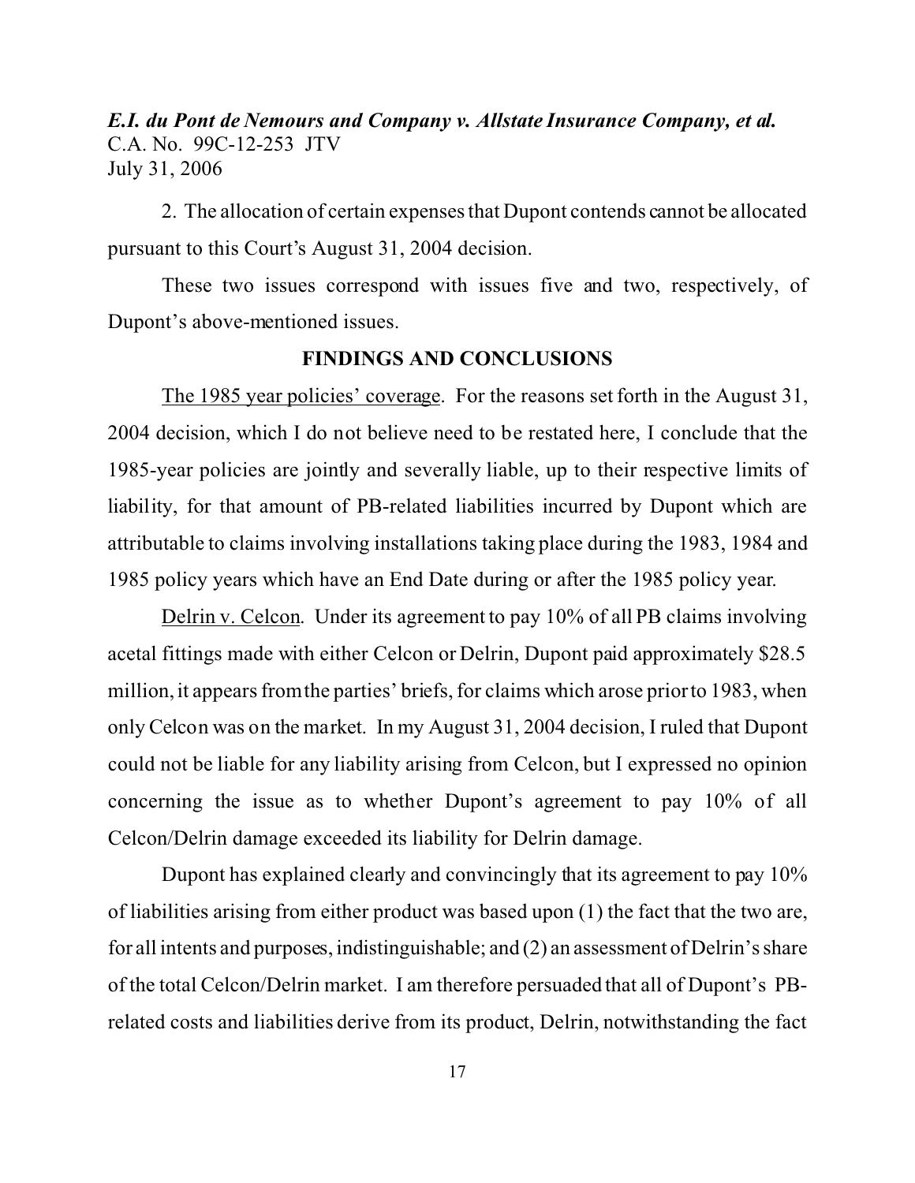2. The allocation of certain expenses that Dupont contends cannot be allocated pursuant to this Court's August 31, 2004 decision.

These two issues correspond with issues five and two, respectively, of Dupont's above-mentioned issues.

**FINDINGS AND CONCLUSIONS**

The 1985 year policies' coverage. For the reasons set forth in the August 31, 2004 decision, which I do not believe need to be restated here, I conclude that the 1985-year policies are jointly and severally liable, up to their respective limits of liability, for that amount of PB-related liabilities incurred by Dupont which are attributable to claims involving installations taking place during the 1983, 1984 and 1985 policy years which have an End Date during or after the 1985 policy year.

Delrin v. Celcon. Under its agreement to pay 10% of all PB claims involving acetal fittings made with either Celcon or Delrin, Dupont paid approximately $28.5 million, it appears from the parties' briefs, for claims which arose prior to 1983, when only Celcon was on the market. In my August 31, 2004 decision, I ruled that Dupont could not be liable for any liability arising from Celcon, but I expressed no opinion concerning the issue as to whether Dupont's agreement to pay 10% of all Celcon/Delrin damage exceeded its liability for Delrin damage.

Dupont has explained clearly and convincingly that its agreement to pay 10% of liabilities arising from either product was based upon (1) the fact that the two are, for all intents and purposes, indistinguishable; and (2) an assessment of Delrin's share of the total Celcon/Delrin market. I am therefore persuaded that all of Dupont's PB-related costs and liabilities derive from its product, Delrin, notwithstanding the fact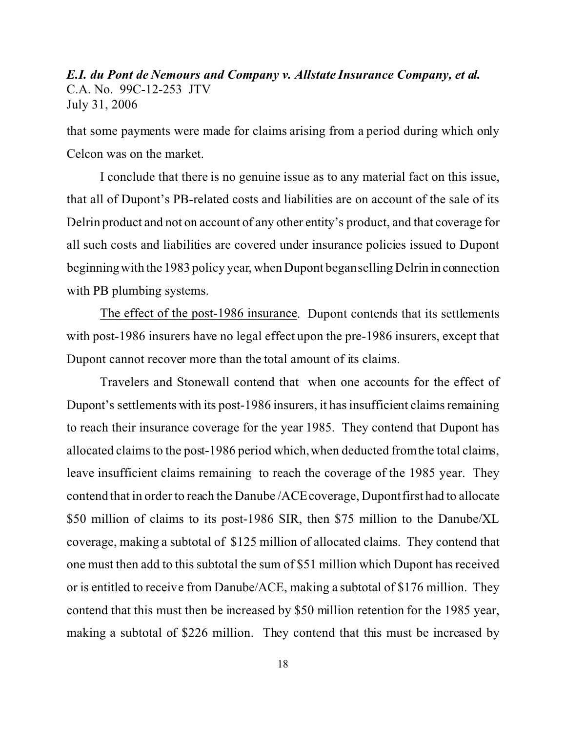that some payments were made for claims arising from a period during which only Celcon was on the market.

I conclude that there is no genuine issue as to any material fact on this issue, that all of Dupont's PB-related costs and liabilities are on account of the sale of its Delrin product and not on account of any other entity's product, and that coverage for all such costs and liabilities are covered under insurance policies issued to Dupont beginning with the 1983 policy year, when Dupont began selling Delrin in connection with PB plumbing systems.

The effect of the post-1986 insurance. Dupont contends that its settlements with post-1986 insurers have no legal effect upon the pre-1986 insurers, except that Dupont cannot recover more than the total amount of its claims.

Travelers and Stonewall contend that when one accounts for the effect of Dupont's settlements with its post-1986 insurers, it has insufficient claims remaining to reach their insurance coverage for the year 1985. They contend that Dupont has allocated claims to the post-1986 period which, when deducted from the total claims, leave insufficient claims remaining to reach the coverage of the 1985 year. They contend that in order to reach the Danube /ACE coverage, Dupont first had to allocate \$50 million of claims to its post-1986 SIR, then \$75 million to the Danube/XL coverage, making a subtotal of \$125 million of allocated claims. They contend that one must then add to this subtotal the sum of \$51 million which Dupont has received or is entitled to receive from Danube/ACE, making a subtotal of \$176 million. They contend that this must then be increased by \$50 million retention for the 1985 year, making a subtotal of \$226 million. They contend that this must be increased by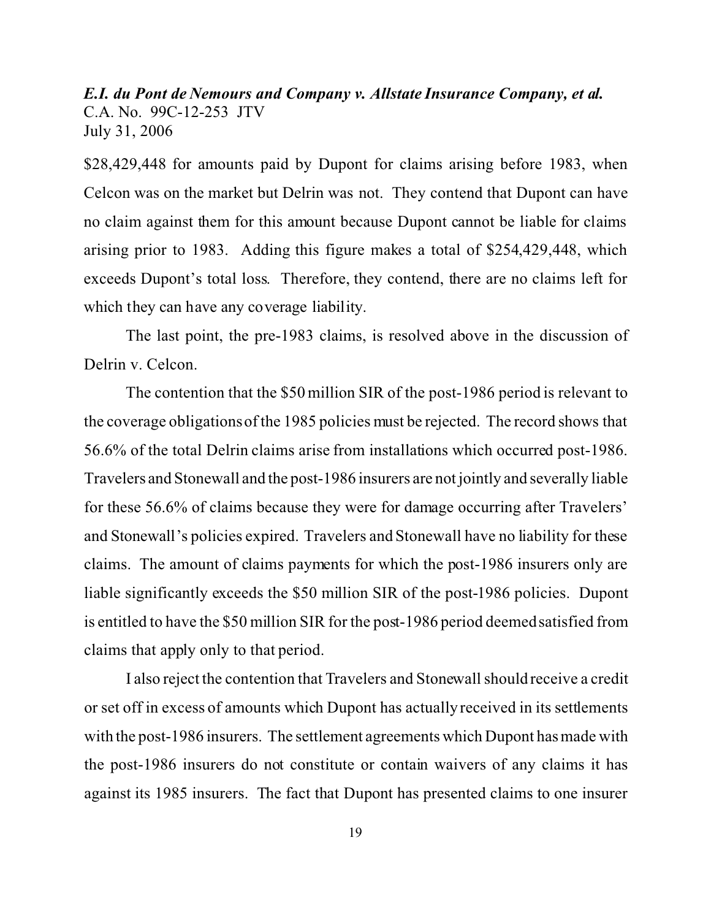$28,429,448 for amounts paid by Dupont for claims arising before 1983, when Celcon was on the market but Delrin was not. They contend that Dupont can have no claim against them for this amount because Dupont cannot be liable for claims arising prior to 1983. Adding this figure makes a total of $254,429,448, which exceeds Dupont's total loss. Therefore, they contend, there are no claims left for which they can have any coverage liability.

The last point, the pre-1983 claims, is resolved above in the discussion of Delrin v. Celcon.

The contention that the $50 million SIR of the post-1986 period is relevant to the coverage obligations of the 1985 policies must be rejected. The record shows that 56.6% of the total Delrin claims arise from installations which occurred post-1986. Travelers and Stonewall and the post-1986 insurers are not jointly and severally liable for these 56.6% of claims because they were for damage occurring after Travelers' and Stonewall's policies expired. Travelers and Stonewall have no liability for these claims. The amount of claims payments for which the post-1986 insurers only are liable significantly exceeds the $50 million SIR of the post-1986 policies. Dupont is entitled to have the $50 million SIR for the post-1986 period deemed satisfied from claims that apply only to that period.

I also reject the contention that Travelers and Stonewall should receive a credit or set off in excess of amounts which Dupont has actually received in its settlements with the post-1986 insurers. The settlement agreements which Dupont has made with the post-1986 insurers do not constitute or contain waivers of any claims it has against its 1985 insurers. The fact that Dupont has presented claims to one insurer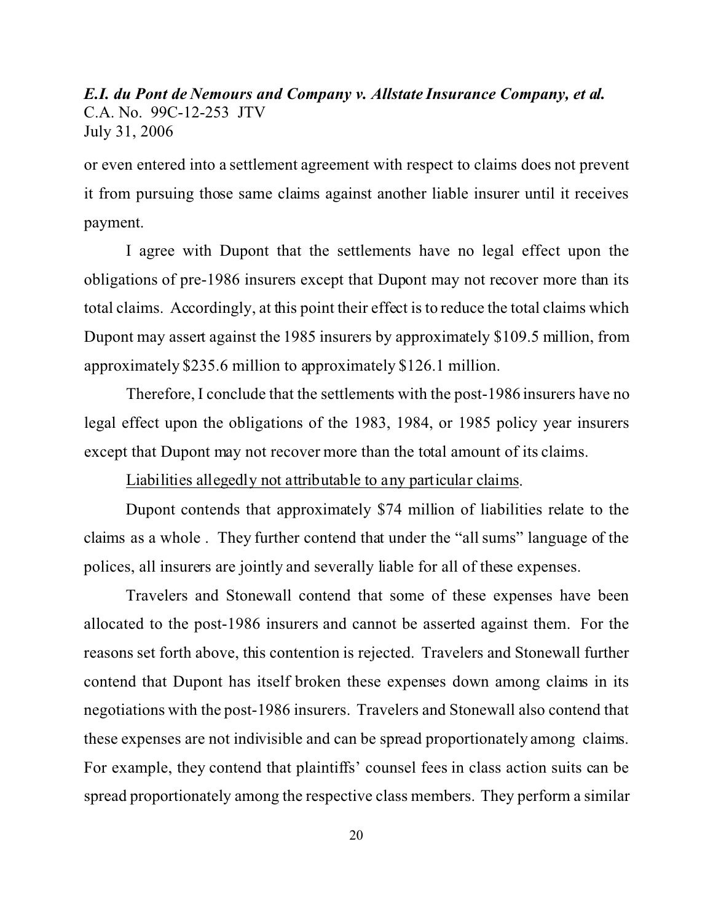or even entered into a settlement agreement with respect to claims does not prevent it from pursuing those same claims against another liable insurer until it receives payment.

I agree with Dupont that the settlements have no legal effect upon the obligations of pre-1986 insurers except that Dupont may not recover more than its total claims. Accordingly, at this point their effect is to reduce the total claims which Dupont may assert against the 1985 insurers by approximately \$109.5 million, from approximately \$235.6 million to approximately \$126.1 million.

Therefore, I conclude that the settlements with the post-1986 insurers have no legal effect upon the obligations of the 1983, 1984, or 1985 policy year insurers except that Dupont may not recover more than the total amount of its claims.

<u>Liabilities allegedly not attributable to any particular claims</u>.

Dupont contends that approximately \$74 million of liabilities relate to the claims as a whole . They further contend that under the "all sums" language of the polices, all insurers are jointly and severally liable for all of these expenses.

Travelers and Stonewall contend that some of these expenses have been allocated to the post-1986 insurers and cannot be asserted against them. For the reasons set forth above, this contention is rejected. Travelers and Stonewall further contend that Dupont has itself broken these expenses down among claims in its negotiations with the post-1986 insurers. Travelers and Stonewall also contend that these expenses are not indivisible and can be spread proportionately among claims. For example, they contend that plaintiffs' counsel fees in class action suits can be spread proportionately among the respective class members. They perform a similar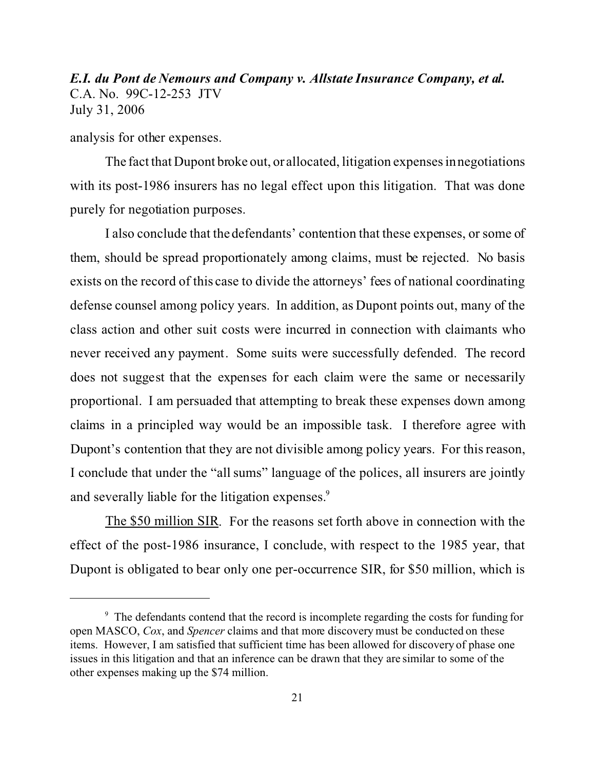analysis for other expenses.

The fact that Dupont broke out, or allocated, litigation expenses in negotiations with its post-1986 insurers has no legal effect upon this litigation. That was done purely for negotiation purposes.

I also conclude that the defendants' contention that these expenses, or some of them, should be spread proportionately among claims, must be rejected. No basis exists on the record of this case to divide the attorneys' fees of national coordinating defense counsel among policy years. In addition, as Dupont points out, many of the class action and other suit costs were incurred in connection with claimants who never received any payment. Some suits were successfully defended. The record does not suggest that the expenses for each claim were the same or necessarily proportional. I am persuaded that attempting to break these expenses down among claims in a principled way would be an impossible task. I therefore agree with Dupont's contention that they are not divisible among policy years. For this reason, I conclude that under the "all sums" language of the polices, all insurers are jointly and severally liable for the litigation expenses.[9]

<u>The $50 million SIR</u>. For the reasons set forth above in connection with the effect of the post-1986 insurance, I conclude, with respect to the 1985 year, that Dupont is obligated to bear only one per-occurrence SIR, for $50 million, which is

---

[9] The defendants contend that the record is incomplete regarding the costs for funding for open MASCO, *Cox*, and *Spencer* claims and that more discovery must be conducted on these items. However, I am satisfied that sufficient time has been allowed for discovery of phase one issues in this litigation and that an inference can be drawn that they are similar to some of the other expenses making up the $74 million.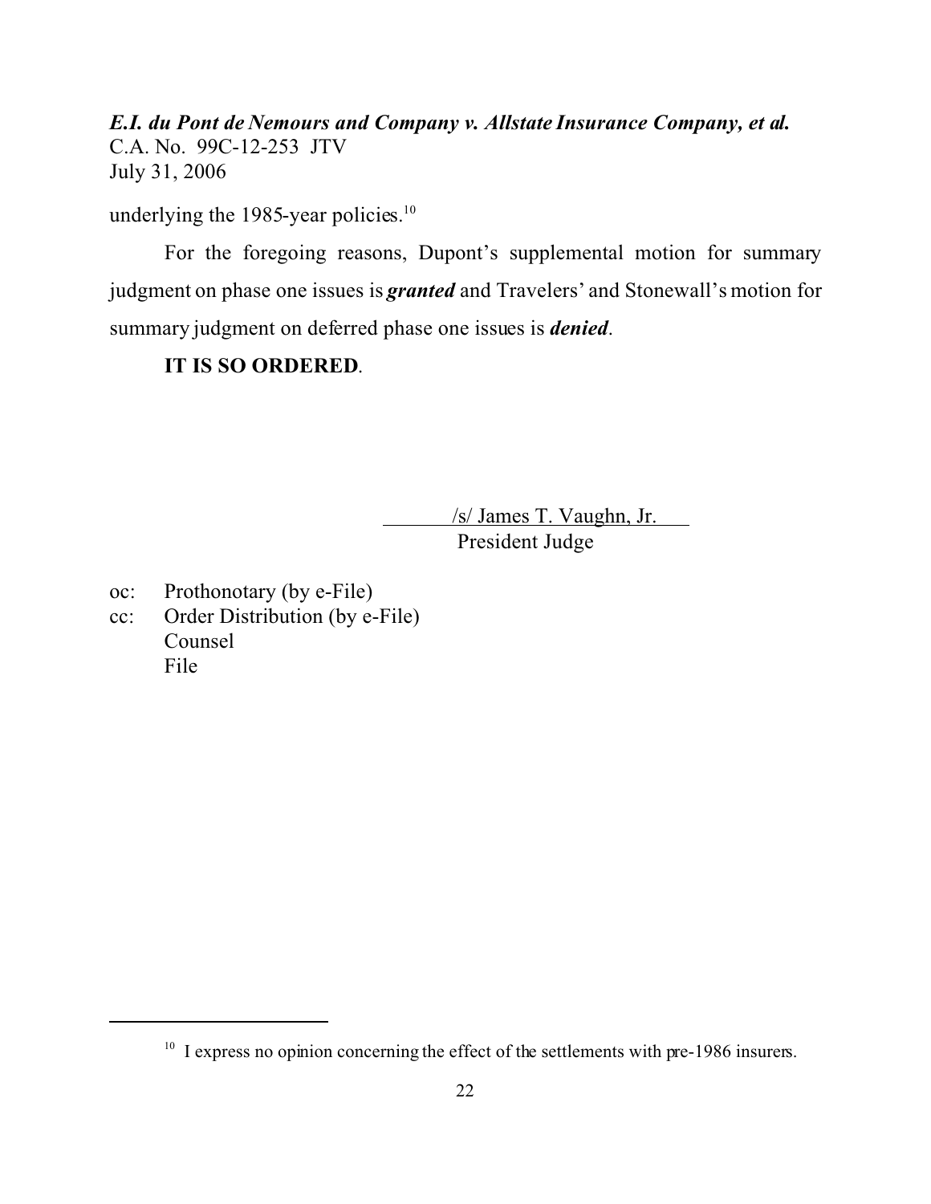underlying the 1985-year policies.[10]

For the foregoing reasons, Dupont's supplemental motion for summary judgment on phase one issues is ***granted*** and Travelers' and Stonewall's motion for summary judgment on deferred phase one issues is ***denied***.

**IT IS SO ORDERED**.

/s/ James T. Vaughn, Jr.
President Judge

oc: Prothonotary (by e-File)
cc: Order Distribution (by e-File)
Counsel
File

[10] I express no opinion concerning the effect of the settlements with pre-1986 insurers.